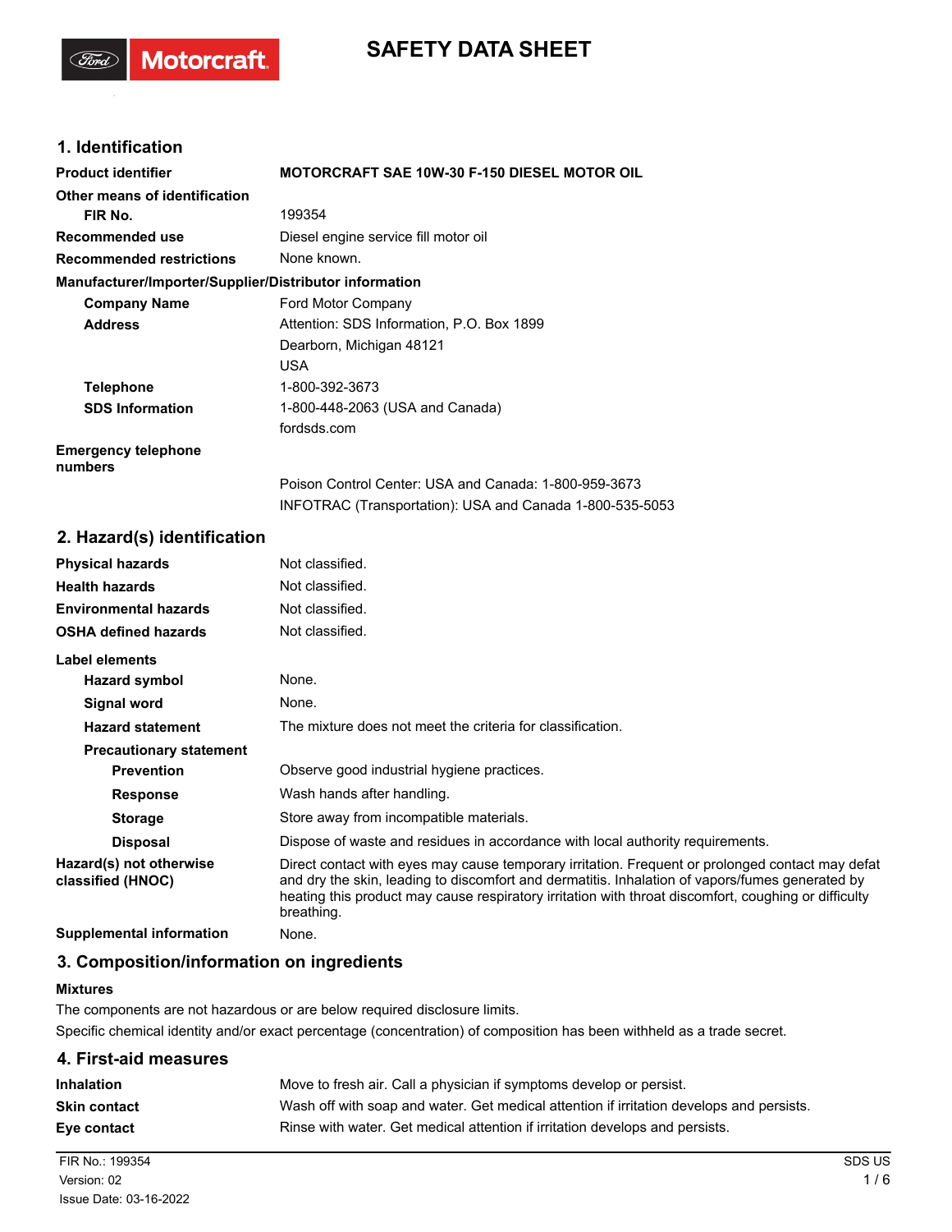# SAFETY DATA SHEET

## 1. Identification

| | |
|---|---|
| **Product identifier** | **MOTORCRAFT SAE 10W-30 F-150 DIESEL MOTOR OIL** |
| **Other means of identification** | |
| **FIR No.** | 199354 |
| **Recommended use** | Diesel engine service fill motor oil |
| **Recommended restrictions** | None known. |

**Manufacturer/Importer/Supplier/Distributor information**

| | |
|---|---|
| **Company Name** | Ford Motor Company |
| **Address** | Attention: SDS Information, P.O. Box 1899<br>Dearborn, Michigan 48121<br>USA |
| **Telephone** | 1-800-392-3673 |
| **SDS Information** | 1-800-448-2063 (USA and Canada)<br>fordsds.com |
| **Emergency telephone numbers** | Poison Control Center: USA and Canada: 1-800-959-3673<br>INFOTRAC (Transportation): USA and Canada 1-800-535-5053 |

## 2. Hazard(s) identification

| | |
|---|---|
| **Physical hazards** | Not classified. |
| **Health hazards** | Not classified. |
| **Environmental hazards** | Not classified. |
| **OSHA defined hazards** | Not classified. |

**Label elements**

| | |
|---|---|
| **Hazard symbol** | None. |
| **Signal word** | None. |
| **Hazard statement** | The mixture does not meet the criteria for classification. |
| **Precautionary statement** | |
| **Prevention** | Observe good industrial hygiene practices. |
| **Response** | Wash hands after handling. |
| **Storage** | Store away from incompatible materials. |
| **Disposal** | Dispose of waste and residues in accordance with local authority requirements. |
| **Hazard(s) not otherwise classified (HNOC)** | Direct contact with eyes may cause temporary irritation. Frequent or prolonged contact may defat and dry the skin, leading to discomfort and dermatitis. Inhalation of vapors/fumes generated by heating this product may cause respiratory irritation with throat discomfort, coughing or difficulty breathing. |
| **Supplemental information** | None. |

## 3. Composition/information on ingredients

**Mixtures**

The components are not hazardous or are below required disclosure limits.

Specific chemical identity and/or exact percentage (concentration) of composition has been withheld as a trade secret.

## 4. First-aid measures

| | |
|---|---|
| **Inhalation** | Move to fresh air. Call a physician if symptoms develop or persist. |
| **Skin contact** | Wash off with soap and water. Get medical attention if irritation develops and persists. |
| **Eye contact** | Rinse with water. Get medical attention if irritation develops and persists. |

FIR No.: 199354
Version: 02
Issue Date: 03-16-2022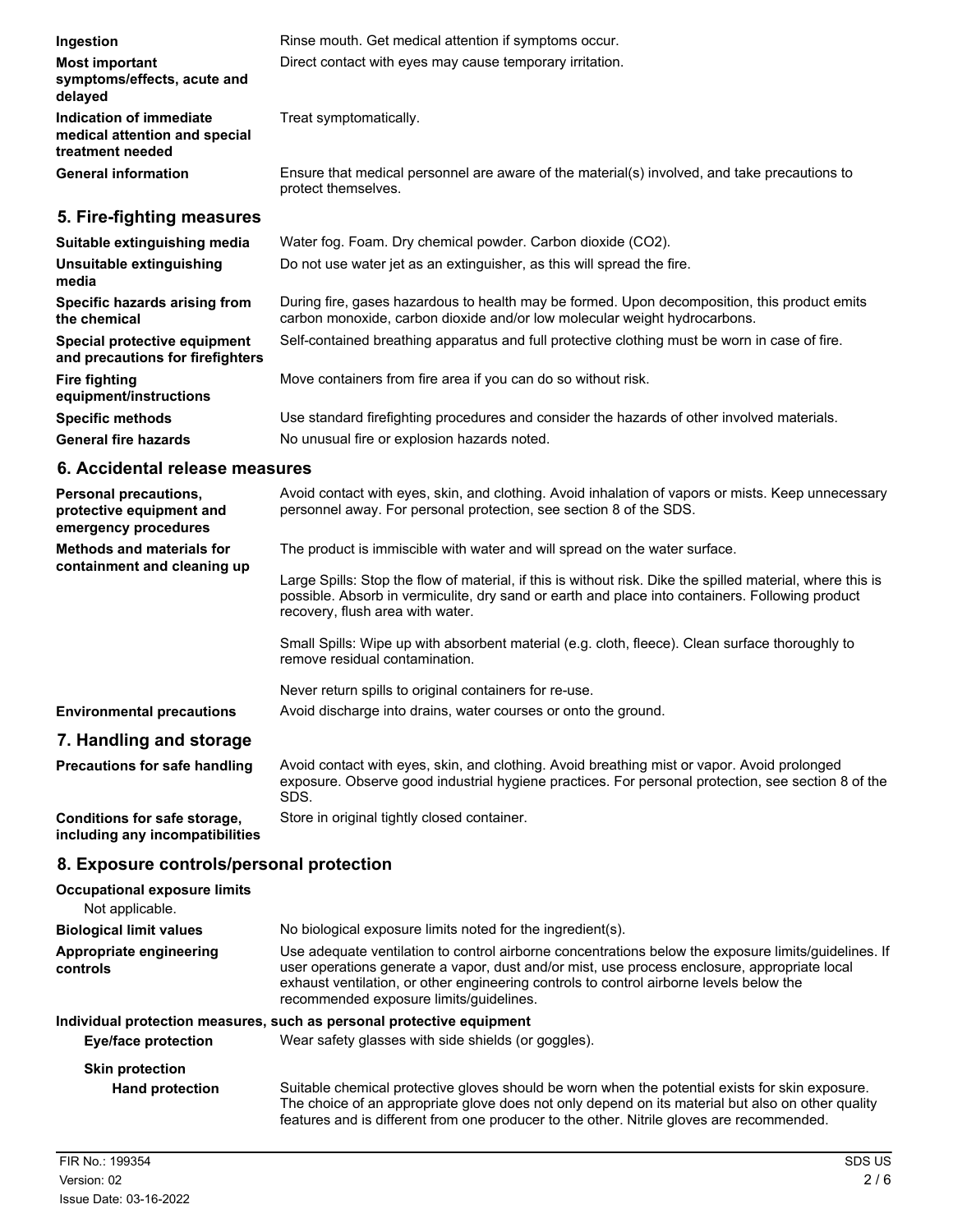| | |
|---|---|
| **Ingestion** | Rinse mouth. Get medical attention if symptoms occur. |
| **Most important symptoms/effects, acute and delayed** | Direct contact with eyes may cause temporary irritation. |
| **Indication of immediate medical attention and special treatment needed** | Treat symptomatically. |
| **General information** | Ensure that medical personnel are aware of the material(s) involved, and take precautions to protect themselves. |

## 5. Fire-fighting measures

| | |
|---|---|
| **Suitable extinguishing media** | Water fog. Foam. Dry chemical powder. Carbon dioxide ($CO_2$). |
| **Unsuitable extinguishing media** | Do not use water jet as an extinguisher, as this will spread the fire. |
| **Specific hazards arising from the chemical** | During fire, gases hazardous to health may be formed. Upon decomposition, this product emits carbon monoxide, carbon dioxide and/or low molecular weight hydrocarbons. |
| **Special protective equipment and precautions for firefighters** | Self-contained breathing apparatus and full protective clothing must be worn in case of fire. |
| **Fire fighting equipment/instructions** | Move containers from fire area if you can do so without risk. |
| **Specific methods** | Use standard firefighting procedures and consider the hazards of other involved materials. |
| **General fire hazards** | No unusual fire or explosion hazards noted. |

## 6. Accidental release measures

**Personal precautions, protective equipment and emergency procedures**
Avoid contact with eyes, skin, and clothing. Avoid inhalation of vapors or mists. Keep unnecessary personnel away. For personal protection, see section 8 of the SDS.

**Methods and materials for containment and cleaning up**
The product is immiscible with water and will spread on the water surface.

Large Spills: Stop the flow of material, if this is without risk. Dike the spilled material, where this is possible. Absorb in vermiculite, dry sand or earth and place into containers. Following product recovery, flush area with water.

Small Spills: Wipe up with absorbent material (e.g. cloth, fleece). Clean surface thoroughly to remove residual contamination.

Never return spills to original containers for re-use.

**Environmental precautions**
Avoid discharge into drains, water courses or onto the ground.

## 7. Handling and storage

| | |
|---|---|
| **Precautions for safe handling** | Avoid contact with eyes, skin, and clothing. Avoid breathing mist or vapor. Avoid prolonged exposure. Observe good industrial hygiene practices. For personal protection, see section 8 of the SDS. |
| **Conditions for safe storage, including any incompatibilities** | Store in original tightly closed container. |

## 8. Exposure controls/personal protection

**Occupational exposure limits**
Not applicable.

| | |
|---|---|
| **Biological limit values** | No biological exposure limits noted for the ingredient(s). |
| **Appropriate engineering controls** | Use adequate ventilation to control airborne concentrations below the exposure limits/guidelines. If user operations generate a vapor, dust and/or mist, use process enclosure, appropriate local exhaust ventilation, or other engineering controls to control airborne levels below the recommended exposure limits/guidelines. |

**Individual protection measures, such as personal protective equipment**

**Eye/face protection**
Wear safety glasses with side shields (or goggles).

**Skin protection**

**Hand protection**
Suitable chemical protective gloves should be worn when the potential exists for skin exposure. The choice of an appropriate glove does not only depend on its material but also on other quality features and is different from one producer to the other. Nitrile gloves are recommended.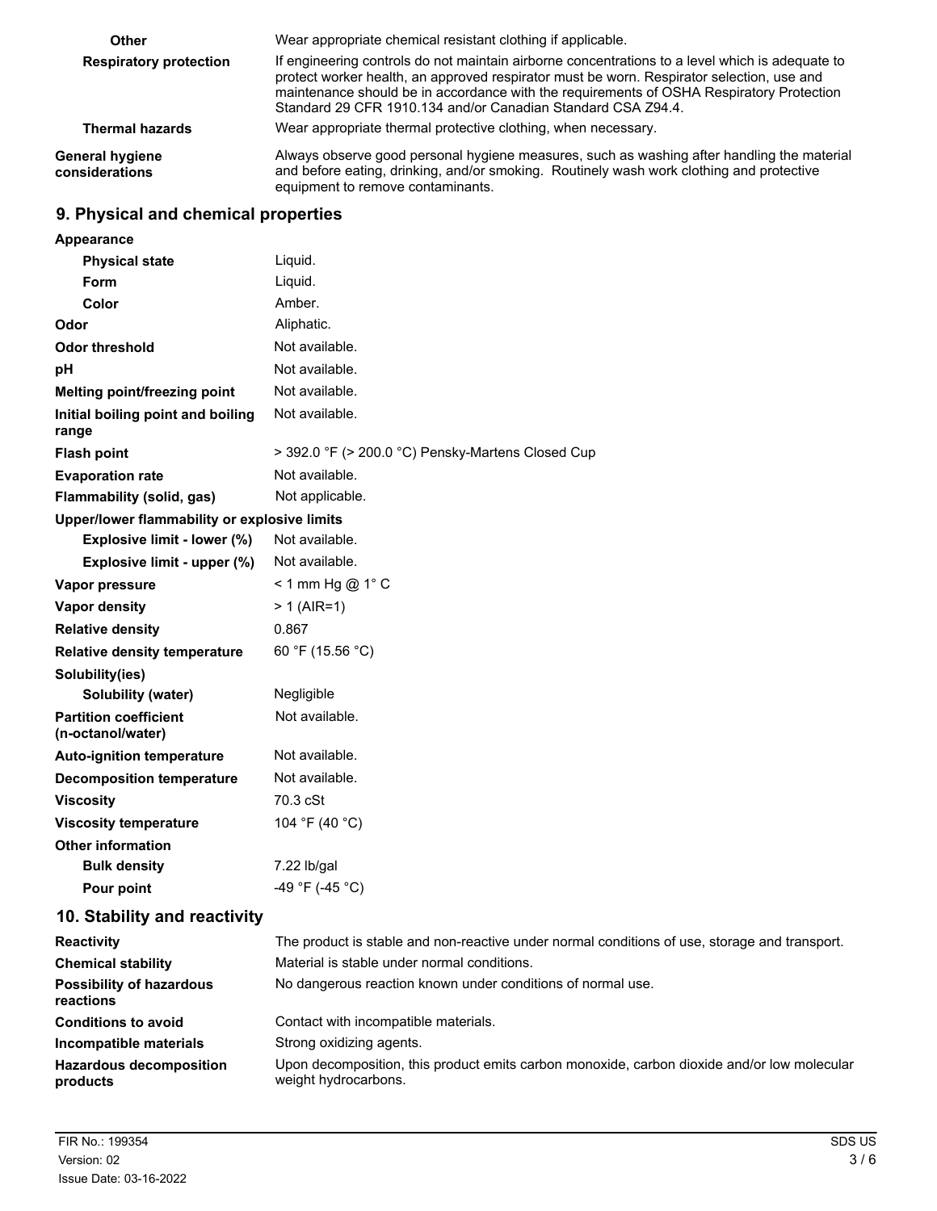| | |
|---|---|
| **Other** | Wear appropriate chemical resistant clothing if applicable. |
| **Respiratory protection** | If engineering controls do not maintain airborne concentrations to a level which is adequate to protect worker health, an approved respirator must be worn. Respirator selection, use and maintenance should be in accordance with the requirements of OSHA Respiratory Protection Standard 29 CFR 1910.134 and/or Canadian Standard CSA Z94.4. |
| **Thermal hazards** | Wear appropriate thermal protective clothing, when necessary. |
| **General hygiene considerations** | Always observe good personal hygiene measures, such as washing after handling the material and before eating, drinking, and/or smoking. Routinely wash work clothing and protective equipment to remove contaminants. |

## 9. Physical and chemical properties

| | |
|---|---|
| **Appearance** | |
| **Physical state** | Liquid. |
| **Form** | Liquid. |
| **Color** | Amber. |
| **Odor** | Aliphatic. |
| **Odor threshold** | Not available. |
| **pH** | Not available. |
| **Melting point/freezing point** | Not available. |
| **Initial boiling point and boiling range** | Not available. |
| **Flash point** | > 392.0 °F (> 200.0 °C) Pensky-Martens Closed Cup |
| **Evaporation rate** | Not available. |
| **Flammability (solid, gas)** | Not applicable. |
| **Upper/lower flammability or explosive limits** | |
| **Explosive limit - lower (%)** | Not available. |
| **Explosive limit - upper (%)** | Not available. |
| **Vapor pressure** | < 1 mm Hg @ 1° C |
| **Vapor density** | > 1 (AIR=1) |
| **Relative density** | 0.867 |
| **Relative density temperature** | 60 °F (15.56 °C) |
| **Solubility(ies)** | |
| **Solubility (water)** | Negligible |
| **Partition coefficient (n-octanol/water)** | Not available. |
| **Auto-ignition temperature** | Not available. |
| **Decomposition temperature** | Not available. |
| **Viscosity** | 70.3 cSt |
| **Viscosity temperature** | 104 °F (40 °C) |
| **Other information** | |
| **Bulk density** | 7.22 lb/gal |
| **Pour point** | -49 °F (-45 °C) |

## 10. Stability and reactivity

| | |
|---|---|
| **Reactivity** | The product is stable and non-reactive under normal conditions of use, storage and transport. |
| **Chemical stability** | Material is stable under normal conditions. |
| **Possibility of hazardous reactions** | No dangerous reaction known under conditions of normal use. |
| **Conditions to avoid** | Contact with incompatible materials. |
| **Incompatible materials** | Strong oxidizing agents. |
| **Hazardous decomposition products** | Upon decomposition, this product emits carbon monoxide, carbon dioxide and/or low molecular weight hydrocarbons. |

FIR No.: 199354
Version: 02
Issue Date: 03-16-2022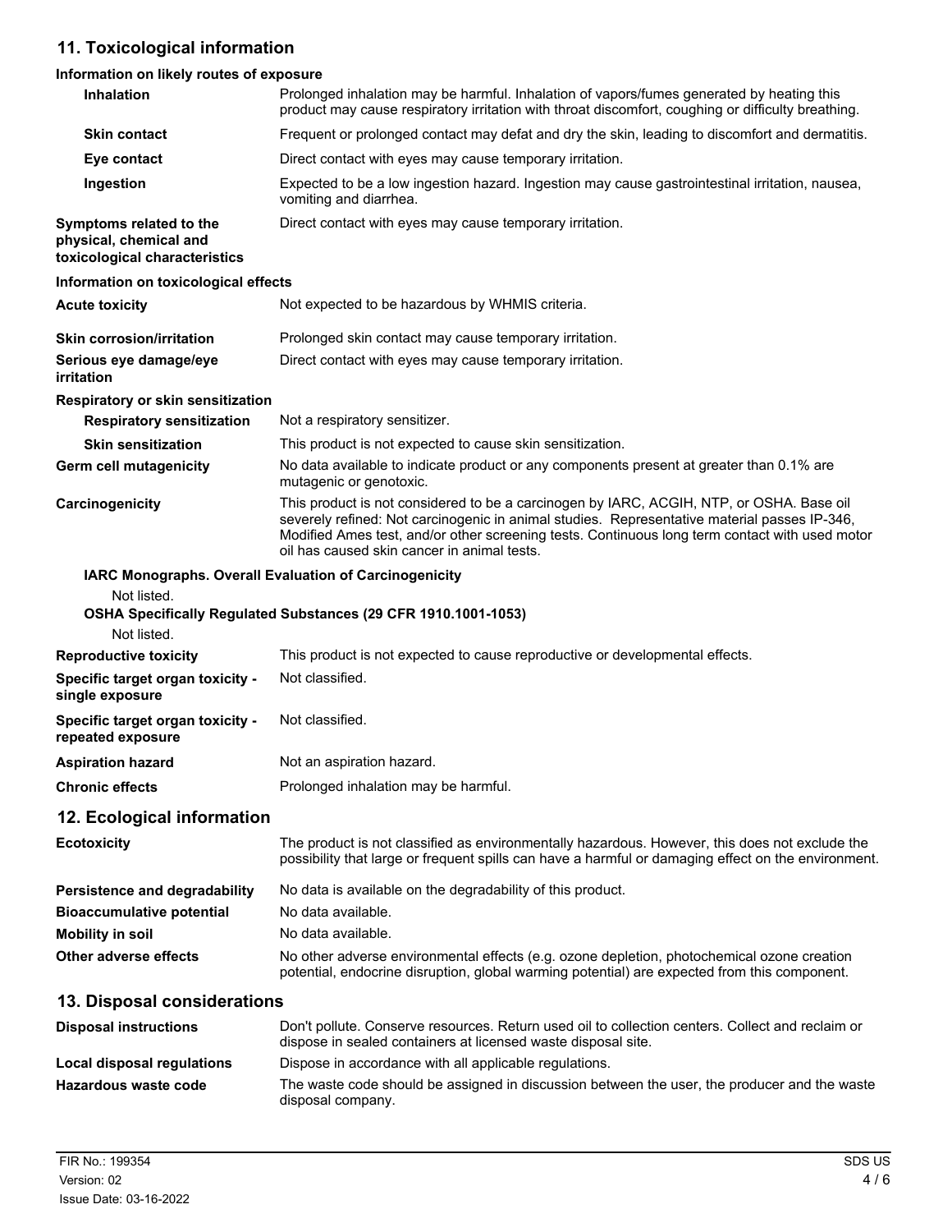## 11. Toxicological information

### Information on likely routes of exposure

| | |
|---|---|
| **Inhalation** | Prolonged inhalation may be harmful. Inhalation of vapors/fumes generated by heating this product may cause respiratory irritation with throat discomfort, coughing or difficulty breathing. |
| **Skin contact** | Frequent or prolonged contact may defat and dry the skin, leading to discomfort and dermatitis. |
| **Eye contact** | Direct contact with eyes may cause temporary irritation. |
| **Ingestion** | Expected to be a low ingestion hazard. Ingestion may cause gastrointestinal irritation, nausea, vomiting and diarrhea. |
| **Symptoms related to the physical, chemical and toxicological characteristics** | Direct contact with eyes may cause temporary irritation. |

### Information on toxicological effects

| | |
|---|---|
| **Acute toxicity** | Not expected to be hazardous by WHMIS criteria. |
| **Skin corrosion/irritation** | Prolonged skin contact may cause temporary irritation. |
| **Serious eye damage/eye irritation** | Direct contact with eyes may cause temporary irritation. |

**Respiratory or skin sensitization**

| | |
|---|---|
| **Respiratory sensitization** | Not a respiratory sensitizer. |
| **Skin sensitization** | This product is not expected to cause skin sensitization. |
| **Germ cell mutagenicity** | No data available to indicate product or any components present at greater than 0.1% are mutagenic or genotoxic. |
| **Carcinogenicity** | This product is not considered to be a carcinogen by IARC, ACGIH, NTP, or OSHA. Base oil severely refined: Not carcinogenic in animal studies. Representative material passes IP-346, Modified Ames test, and/or other screening tests. Continuous long term contact with used motor oil has caused skin cancer in animal tests. |

**IARC Monographs. Overall Evaluation of Carcinogenicity**

Not listed.

**OSHA Specifically Regulated Substances (29 CFR 1910.1001-1053)**

Not listed.

| | |
|---|---|
| **Reproductive toxicity** | This product is not expected to cause reproductive or developmental effects. |
| **Specific target organ toxicity - single exposure** | Not classified. |
| **Specific target organ toxicity - repeated exposure** | Not classified. |
| **Aspiration hazard** | Not an aspiration hazard. |
| **Chronic effects** | Prolonged inhalation may be harmful. |

## 12. Ecological information

| | |
|---|---|
| **Ecotoxicity** | The product is not classified as environmentally hazardous. However, this does not exclude the possibility that large or frequent spills can have a harmful or damaging effect on the environment. |
| **Persistence and degradability** | No data is available on the degradability of this product. |
| **Bioaccumulative potential** | No data available. |
| **Mobility in soil** | No data available. |
| **Other adverse effects** | No other adverse environmental effects (e.g. ozone depletion, photochemical ozone creation potential, endocrine disruption, global warming potential) are expected from this component. |

## 13. Disposal considerations

| | |
|---|---|
| **Disposal instructions** | Don't pollute. Conserve resources. Return used oil to collection centers. Collect and reclaim or dispose in sealed containers at licensed waste disposal site. |
| **Local disposal regulations** | Dispose in accordance with all applicable regulations. |
| **Hazardous waste code** | The waste code should be assigned in discussion between the user, the producer and the waste disposal company. |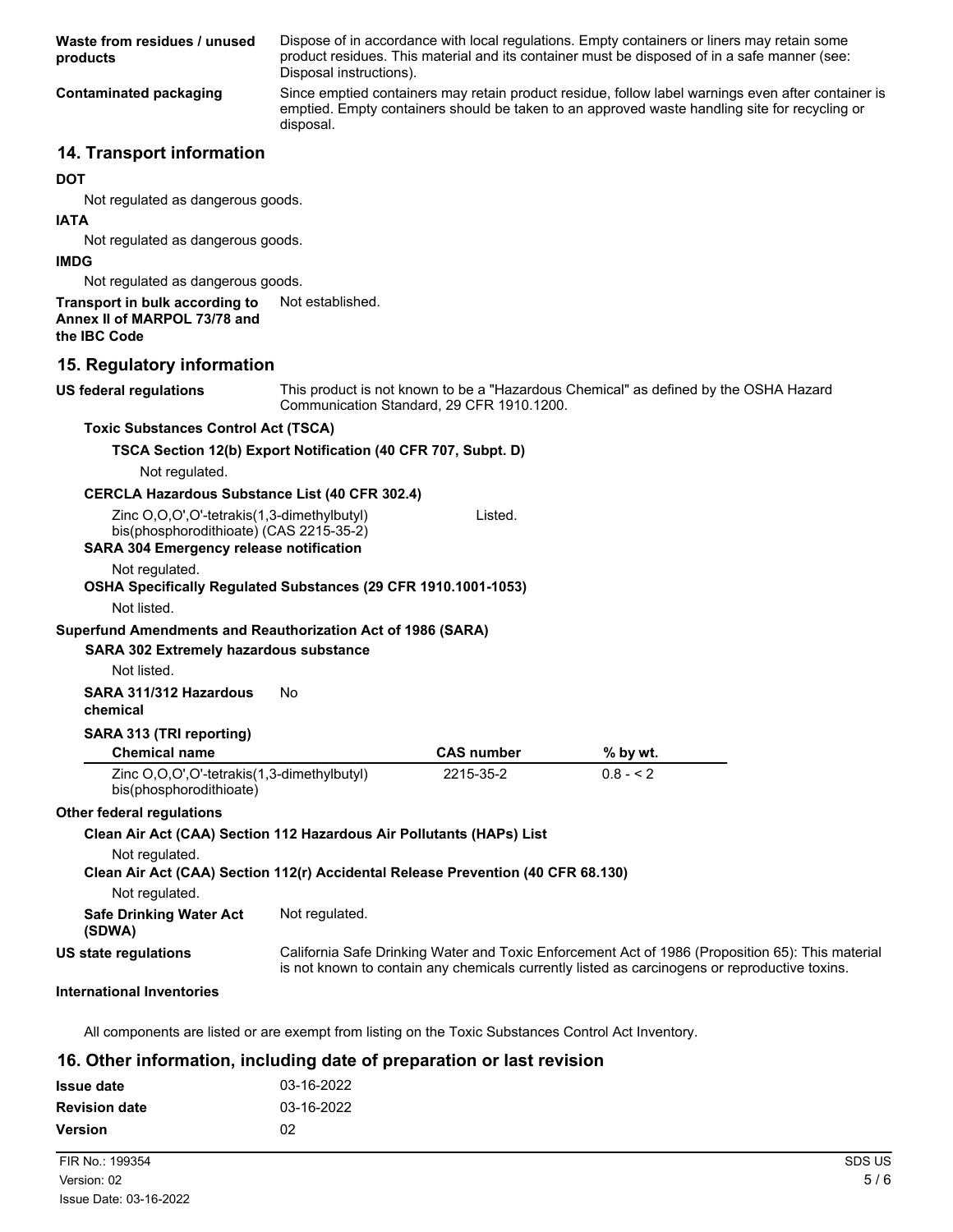**Waste from residues / unused products**
Dispose of in accordance with local regulations. Empty containers or liners may retain some product residues. This material and its container must be disposed of in a safe manner (see: Disposal instructions).

**Contaminated packaging**
Since emptied containers may retain product residue, follow label warnings even after container is emptied. Empty containers should be taken to an approved waste handling site for recycling or disposal.

## 14. Transport information

**DOT**

Not regulated as dangerous goods.

**IATA**

Not regulated as dangerous goods.

**IMDG**

Not regulated as dangerous goods.

**Transport in bulk according to Annex II of MARPOL 73/78 and the IBC Code**
Not established.

## 15. Regulatory information

**US federal regulations**
This product is not known to be a "Hazardous Chemical" as defined by the OSHA Hazard Communication Standard, 29 CFR 1910.1200.

**Toxic Substances Control Act (TSCA)**

**TSCA Section 12(b) Export Notification (40 CFR 707, Subpt. D)**

Not regulated.

**CERCLA Hazardous Substance List (40 CFR 302.4)**

Zinc O,O,O',O'-tetrakis(1,3-dimethylbutyl) bis(phosphorodithioate) (CAS 2215-35-2) — Listed.

**SARA 304 Emergency release notification**

Not regulated.

**OSHA Specifically Regulated Substances (29 CFR 1910.1001-1053)**

Not listed.

**Superfund Amendments and Reauthorization Act of 1986 (SARA)**

**SARA 302 Extremely hazardous substance**

Not listed.

**SARA 311/312 Hazardous chemical**
No

**SARA 313 (TRI reporting)**

| Chemical name | CAS number | % by wt. |
|---|---|---|
| Zinc O,O,O',O'-tetrakis(1,3-dimethylbutyl) bis(phosphorodithioate) | 2215-35-2 | 0.8 - < 2 |

**Other federal regulations**

**Clean Air Act (CAA) Section 112 Hazardous Air Pollutants (HAPs) List**

Not regulated.

**Clean Air Act (CAA) Section 112(r) Accidental Release Prevention (40 CFR 68.130)**

Not regulated.

**Safe Drinking Water Act (SDWA)**
Not regulated.

**US state regulations**
California Safe Drinking Water and Toxic Enforcement Act of 1986 (Proposition 65): This material is not known to contain any chemicals currently listed as carcinogens or reproductive toxins.

**International Inventories**

All components are listed or are exempt from listing on the Toxic Substances Control Act Inventory.

## 16. Other information, including date of preparation or last revision

| | |
|---|---|
| **Issue date** | 03-16-2022 |
| **Revision date** | 03-16-2022 |
| **Version** | 02 |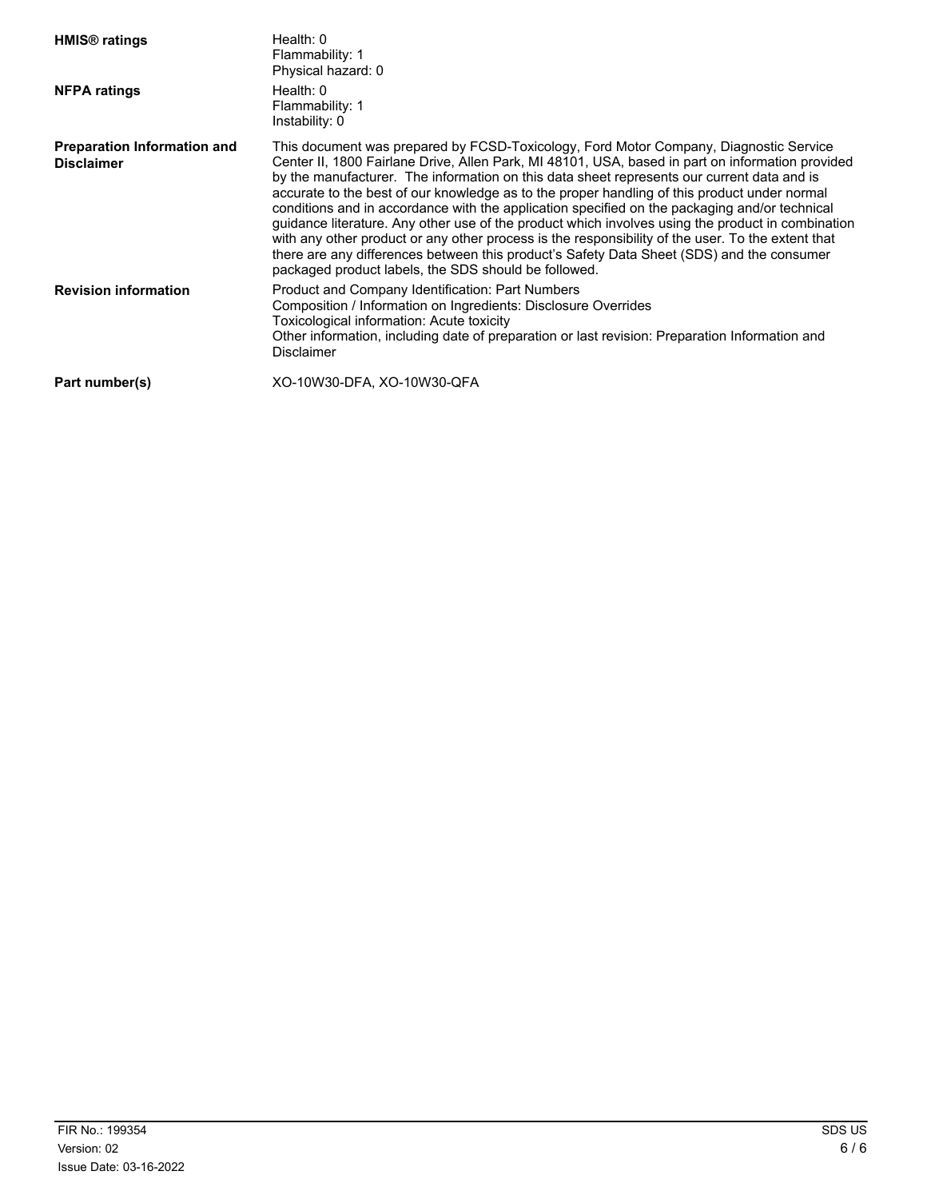**HMIS® ratings**

Health: 0
Flammability: 1
Physical hazard: 0

**NFPA ratings**

Health: 0
Flammability: 1
Instability: 0

**Preparation Information and Disclaimer**

This document was prepared by FCSD-Toxicology, Ford Motor Company, Diagnostic Service Center II, 1800 Fairlane Drive, Allen Park, MI 48101, USA, based in part on information provided by the manufacturer. The information on this data sheet represents our current data and is accurate to the best of our knowledge as to the proper handling of this product under normal conditions and in accordance with the application specified on the packaging and/or technical guidance literature. Any other use of the product which involves using the product in combination with any other product or any other process is the responsibility of the user. To the extent that there are any differences between this product's Safety Data Sheet (SDS) and the consumer packaged product labels, the SDS should be followed.

**Revision information**

Product and Company Identification: Part Numbers
Composition / Information on Ingredients: Disclosure Overrides
Toxicological information: Acute toxicity
Other information, including date of preparation or last revision: Preparation Information and Disclaimer

**Part number(s)**

XO-10W30-DFA, XO-10W30-QFA